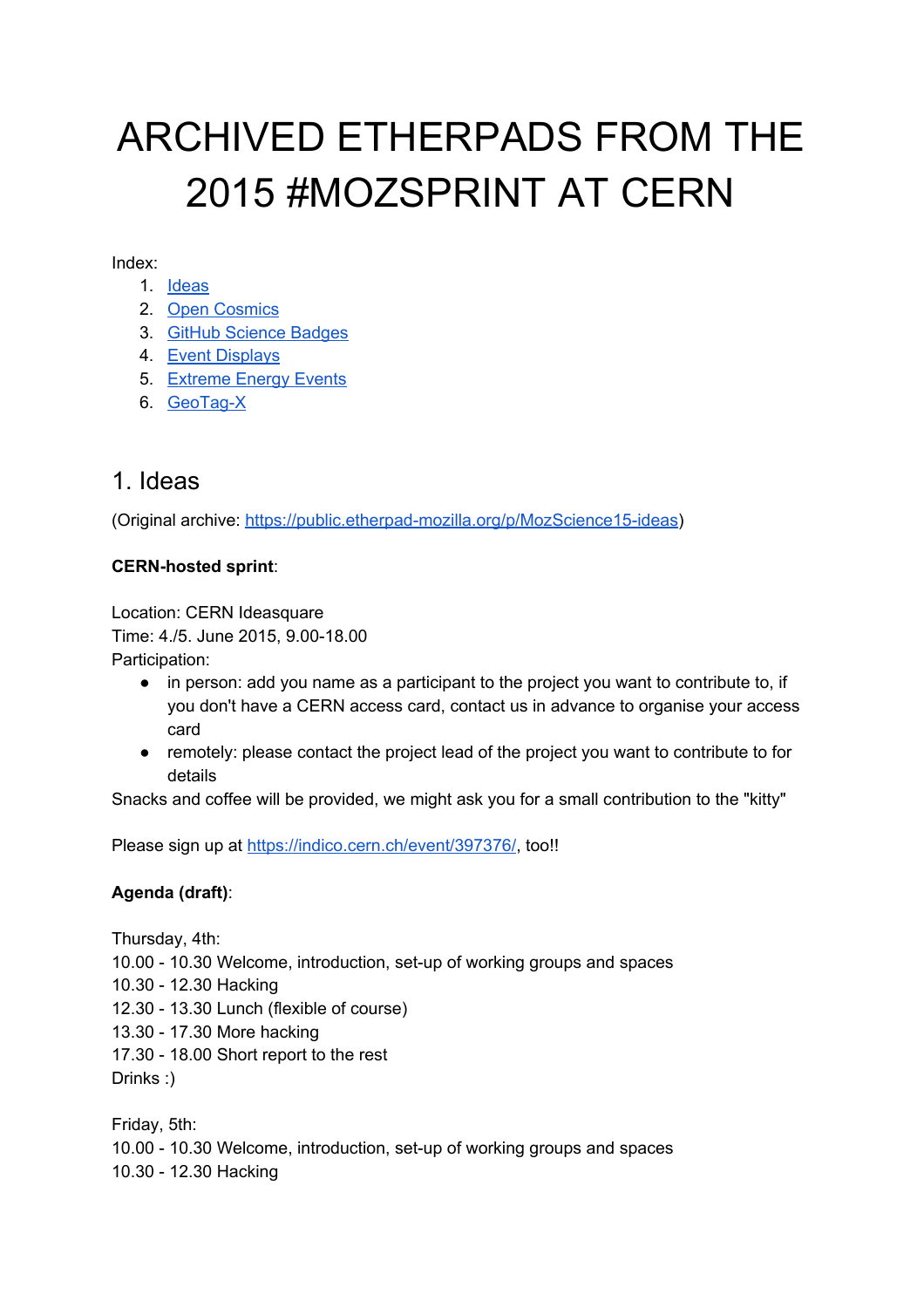# ARCHIVED ETHERPADS FROM THE 2015 #MOZSPRINT AT CERN

Index:

1. [Ideas](#)
2. [Open Cosmics](#)
3. [GitHub Science Badges](#)
4. [Event Displays](#)
5. [Extreme Energy Events](#)
6. [GeoTag-X](#)

## 1. Ideas

(Original archive: [https://public.etherpad-mozilla.org/p/MozScience15-ideas](https://public.etherpad-mozilla.org/p/MozScience15-ideas))

**CERN-hosted sprint**:

Location: CERN Ideasquare
Time: 4./5. June 2015, 9.00-18.00
Participation:

- in person: add you name as a participant to the project you want to contribute to, if you don't have a CERN access card, contact us in advance to organise your access card
- remotely: please contact the project lead of the project you want to contribute to for details

Snacks and coffee will be provided, we might ask you for a small contribution to the "kitty"

Please sign up at [https://indico.cern.ch/event/397376/](https://indico.cern.ch/event/397376/), too!!

**Agenda (draft)**:

Thursday, 4th:
10.00 - 10.30 Welcome, introduction, set-up of working groups and spaces
10.30 - 12.30 Hacking
12.30 - 13.30 Lunch (flexible of course)
13.30 - 17.30 More hacking
17.30 - 18.00 Short report to the rest
Drinks :)

Friday, 5th:
10.00 - 10.30 Welcome, introduction, set-up of working groups and spaces
10.30 - 12.30 Hacking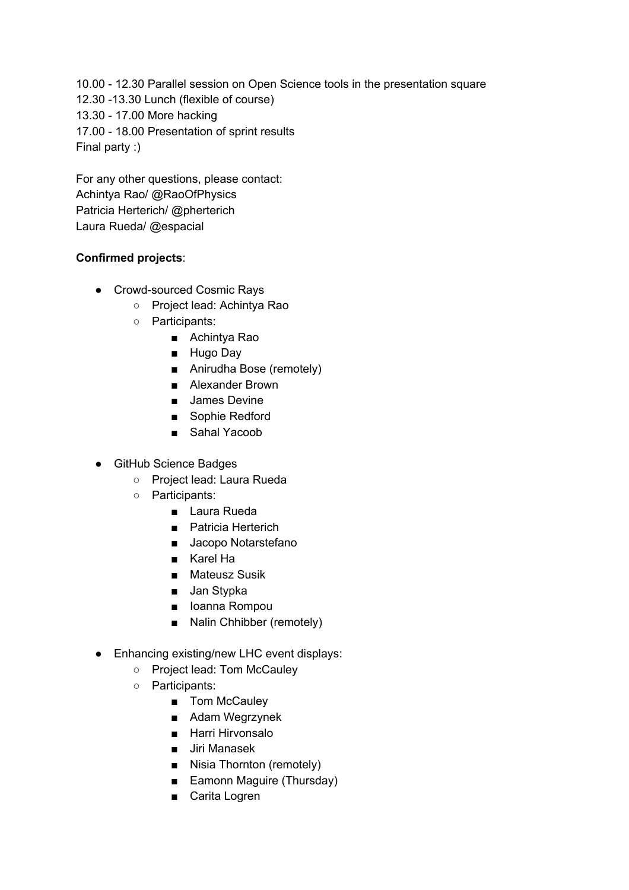10.00 - 12.30 Parallel session on Open Science tools in the presentation square
12.30 -13.30 Lunch (flexible of course)
13.30 - 17.00 More hacking
17.00 - 18.00 Presentation of sprint results
Final party :)

For any other questions, please contact:
Achintya Rao/ @RaoOfPhysics
Patricia Herterich/ @pherterich
Laura Rueda/ @espacial

**Confirmed projects**:

- Crowd-sourced Cosmic Rays
  - Project lead: Achintya Rao
  - Participants:
    - Achintya Rao
    - Hugo Day
    - Anirudha Bose (remotely)
    - Alexander Brown
    - James Devine
    - Sophie Redford
    - Sahal Yacoob
- GitHub Science Badges
  - Project lead: Laura Rueda
  - Participants:
    - Laura Rueda
    - Patricia Herterich
    - Jacopo Notarstefano
    - Karel Ha
    - Mateusz Susik
    - Jan Stypka
    - Ioanna Rompou
    - Nalin Chhibber (remotely)
- Enhancing existing/new LHC event displays:
  - Project lead: Tom McCauley
  - Participants:
    - Tom McCauley
    - Adam Wegrzynek
    - Harri Hirvonsalo
    - Jiri Manasek
    - Nisia Thornton (remotely)
    - Eamonn Maguire (Thursday)
    - Carita Logren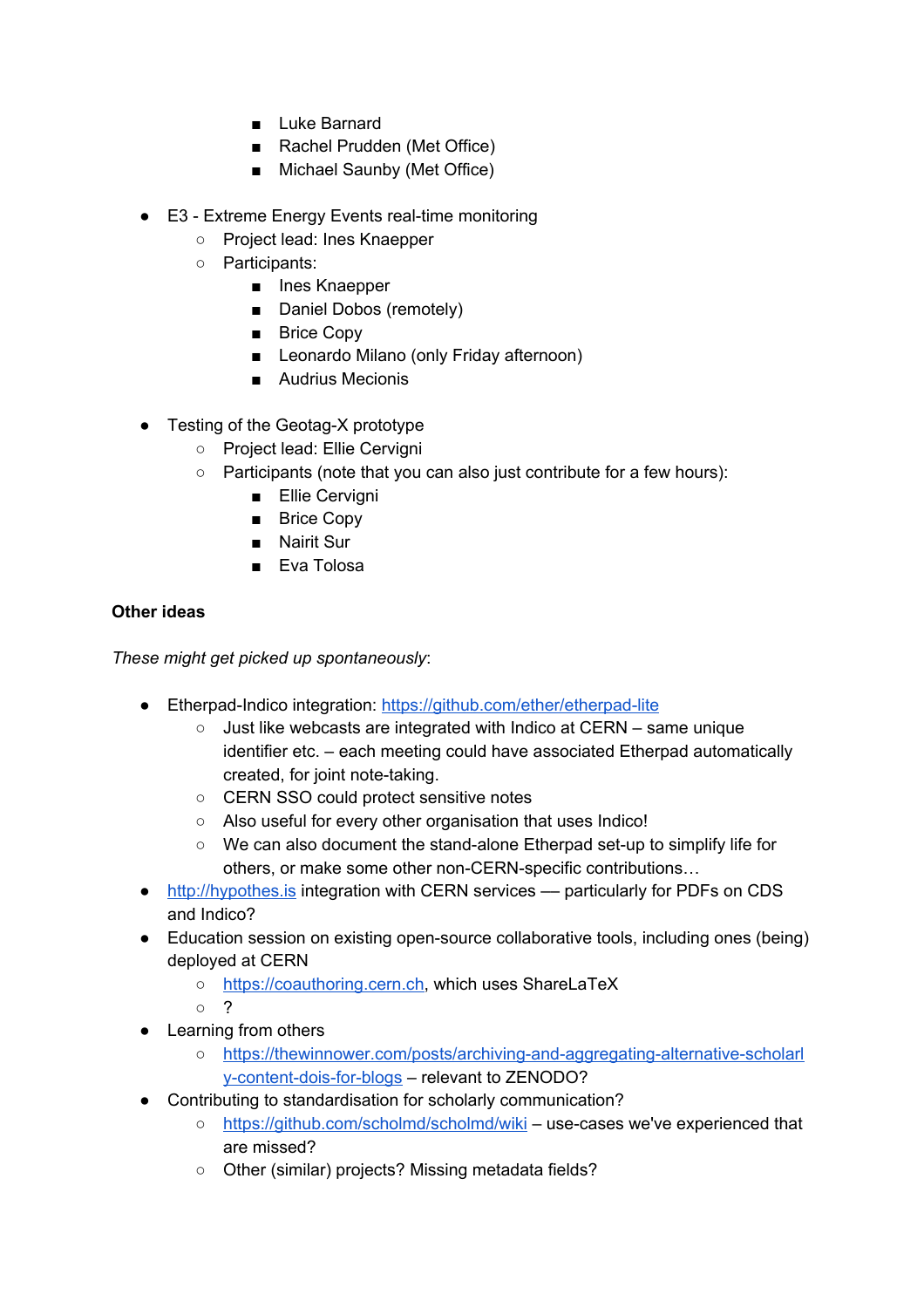- Luke Barnard
        - Rachel Prudden (Met Office)
        - Michael Saunby (Met Office)

- E3 - Extreme Energy Events real-time monitoring
    - Project lead: Ines Knaepper
    - Participants:
        - Ines Knaepper
        - Daniel Dobos (remotely)
        - Brice Copy
        - Leonardo Milano (only Friday afternoon)
        - Audrius Mecionis

- Testing of the Geotag-X prototype
    - Project lead: Ellie Cervigni
    - Participants (note that you can also just contribute for a few hours):
        - Ellie Cervigni
        - Brice Copy
        - Nairit Sur
        - Eva Tolosa

**Other ideas**

*These might get picked up spontaneously*:

- Etherpad-Indico integration: https://github.com/ether/etherpad-lite
    - Just like webcasts are integrated with Indico at CERN – same unique identifier etc. – each meeting could have associated Etherpad automatically created, for joint note-taking.
    - CERN SSO could protect sensitive notes
    - Also useful for every other organisation that uses Indico!
    - We can also document the stand-alone Etherpad set-up to simplify life for others, or make some other non-CERN-specific contributions…
- http://hypothes.is integration with CERN services — particularly for PDFs on CDS and Indico?
- Education session on existing open-source collaborative tools, including ones (being) deployed at CERN
    - https://coauthoring.cern.ch, which uses ShareLaTeX
    - ?
- Learning from others
    - https://thewinnower.com/posts/archiving-and-aggregating-alternative-scholarly-content-dois-for-blogs – relevant to ZENODO?
- Contributing to standardisation for scholarly communication?
    - https://github.com/scholmd/scholmd/wiki – use-cases we've experienced that are missed?
    - Other (similar) projects? Missing metadata fields?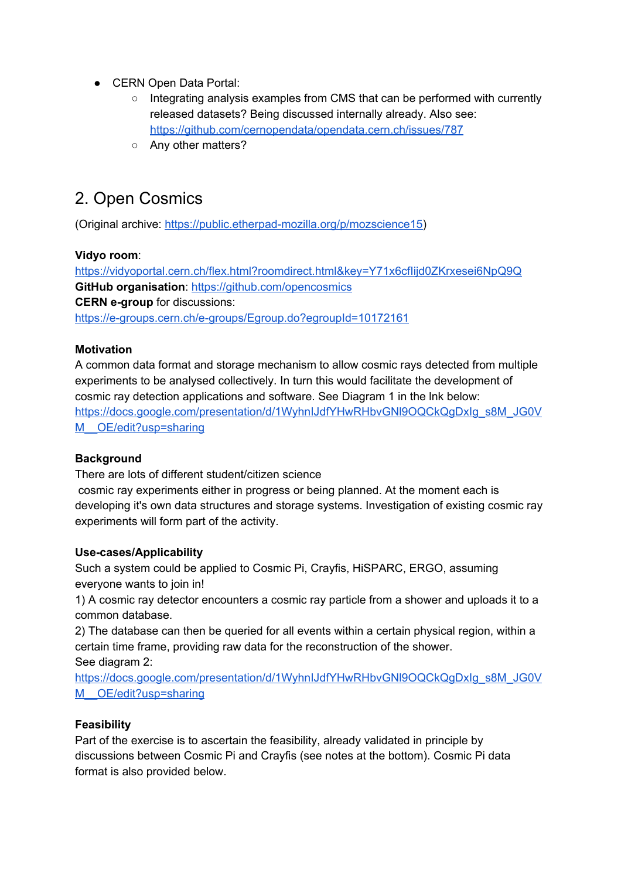- CERN Open Data Portal:
    - Integrating analysis examples from CMS that can be performed with currently released datasets? Being discussed internally already. Also see: https://github.com/cernopendata/opendata.cern.ch/issues/787
    - Any other matters?

## 2. Open Cosmics

(Original archive: https://public.etherpad-mozilla.org/p/mozscience15)

**Vidyo room**:
https://vidyoportal.cern.ch/flex.html?roomdirect.html&key=Y71x6cfIijd0ZKrxesei6NpQ9Q
**GitHub organisation**: https://github.com/opencosmics
**CERN e-group** for discussions:
https://e-groups.cern.ch/e-groups/Egroup.do?egroupId=10172161

**Motivation**
A common data format and storage mechanism to allow cosmic rays detected from multiple experiments to be analysed collectively. In turn this would facilitate the development of cosmic ray detection applications and software. See Diagram 1 in the lnk below:
https://docs.google.com/presentation/d/1WyhnIJdfYHwRHbvGNl9OQCkQgDxIg_s8M_JG0VM__OE/edit?usp=sharing

**Background**
There are lots of different student/citizen science
cosmic ray experiments either in progress or being planned. At the moment each is developing it's own data structures and storage systems. Investigation of existing cosmic ray experiments will form part of the activity.

**Use-cases/Applicability**
Such a system could be applied to Cosmic Pi, Crayfis, HiSPARC, ERGO, assuming everyone wants to join in!
1) A cosmic ray detector encounters a cosmic ray particle from a shower and uploads it to a common database.
2) The database can then be queried for all events within a certain physical region, within a certain time frame, providing raw data for the reconstruction of the shower.
See diagram 2:
https://docs.google.com/presentation/d/1WyhnIJdfYHwRHbvGNl9OQCkQgDxIg_s8M_JG0VM__OE/edit?usp=sharing

**Feasibility**
Part of the exercise is to ascertain the feasibility, already validated in principle by discussions between Cosmic Pi and Crayfis (see notes at the bottom). Cosmic Pi data format is also provided below.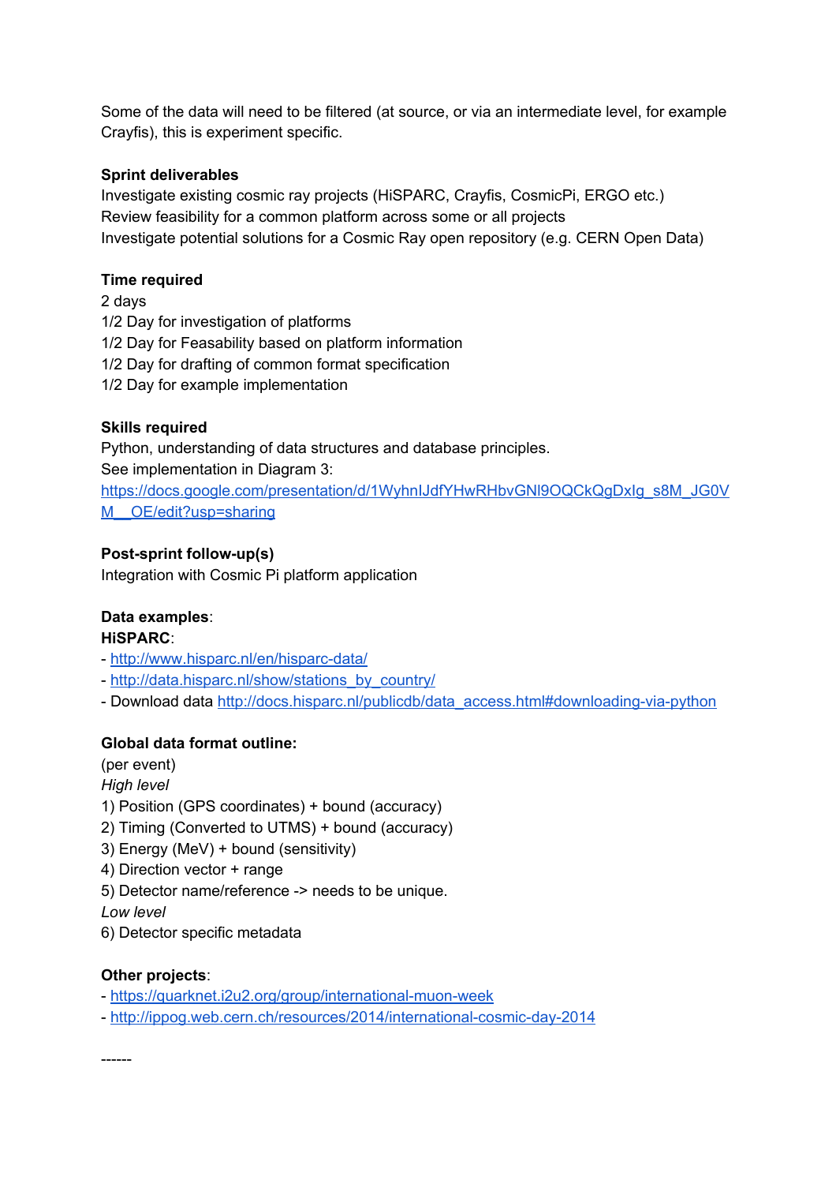Some of the data will need to be filtered (at source, or via an intermediate level, for example Crayfis), this is experiment specific.

**Sprint deliverables**
Investigate existing cosmic ray projects (HiSPARC, Crayfis, CosmicPi, ERGO etc.)
Review feasibility for a common platform across some or all projects
Investigate potential solutions for a Cosmic Ray open repository (e.g. CERN Open Data)

**Time required**
2 days
1/2 Day for investigation of platforms
1/2 Day for Feasability based on platform information
1/2 Day for drafting of common format specification
1/2 Day for example implementation

**Skills required**
Python, understanding of data structures and database principles.
See implementation in Diagram 3:
https://docs.google.com/presentation/d/1WyhnIJdfYHwRHbvGNl9OQCkQgDxIg_s8M_JG0VM__OE/edit?usp=sharing

**Post-sprint follow-up(s)**
Integration with Cosmic Pi platform application

**Data examples**:
**HiSPARC**:
- http://www.hisparc.nl/en/hisparc-data/
- http://data.hisparc.nl/show/stations_by_country/
- Download data http://docs.hisparc.nl/publicdb/data_access.html#downloading-via-python

**Global data format outline:**
(per event)
*High level*
1) Position (GPS coordinates) + bound (accuracy)
2) Timing (Converted to UTMS) + bound (accuracy)
3) Energy (MeV) + bound (sensitivity)
4) Direction vector + range
5) Detector name/reference -> needs to be unique.
*Low level*
6) Detector specific metadata

**Other projects**:
- https://quarknet.i2u2.org/group/international-muon-week
- http://ippog.web.cern.ch/resources/2014/international-cosmic-day-2014

------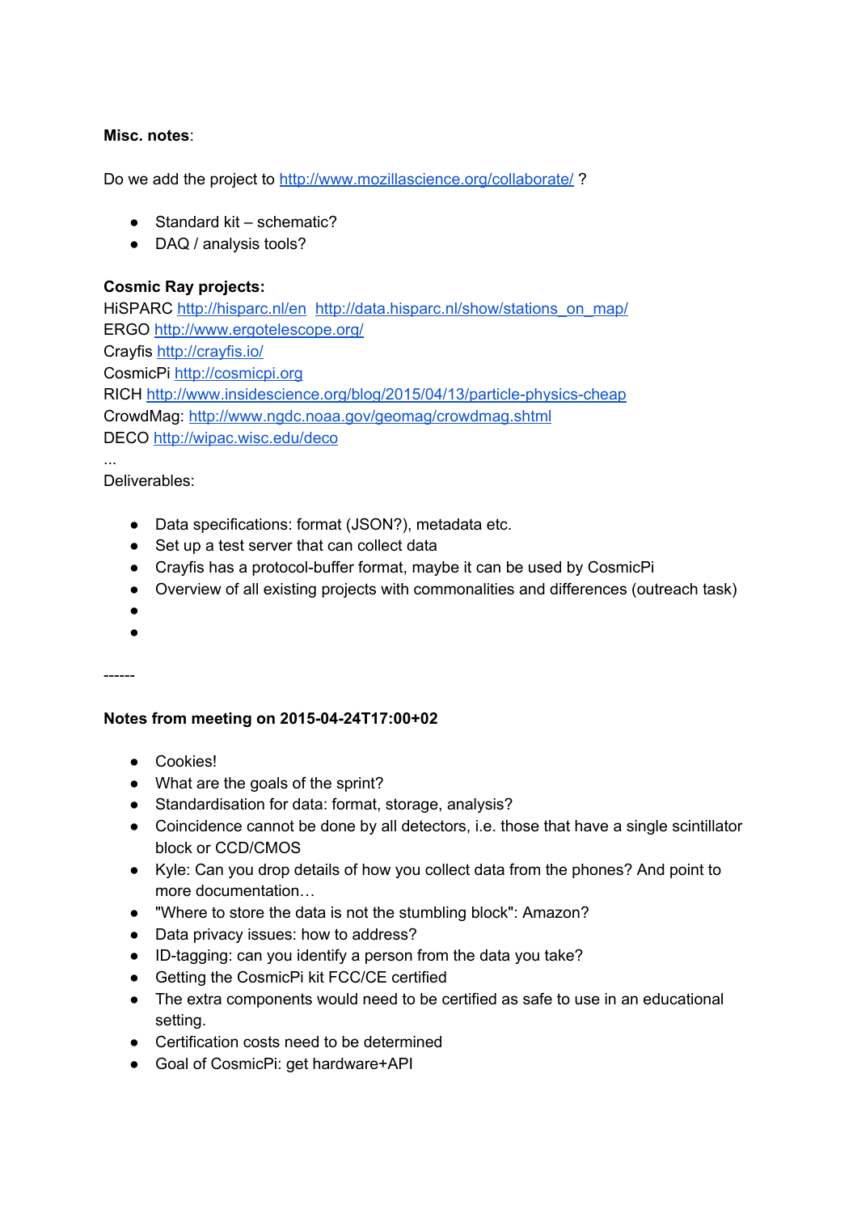**Misc. notes**:

Do we add the project to [http://www.mozillascience.org/collaborate/](http://www.mozillascience.org/collaborate/) ?

- Standard kit – schematic?
- DAQ / analysis tools?

**Cosmic Ray projects:**

HiSPARC [http://hisparc.nl/en](http://hisparc.nl/en) [http://data.hisparc.nl/show/stations_on_map/](http://data.hisparc.nl/show/stations_on_map/)
ERGO [http://www.ergotelescope.org/](http://www.ergotelescope.org/)
Crayfis [http://crayfis.io/](http://crayfis.io/)
CosmicPi [http://cosmicpi.org](http://cosmicpi.org)
RICH [http://www.insidescience.org/blog/2015/04/13/particle-physics-cheap](http://www.insidescience.org/blog/2015/04/13/particle-physics-cheap)
CrowdMag: [http://www.ngdc.noaa.gov/geomag/crowdmag.shtml](http://www.ngdc.noaa.gov/geomag/crowdmag.shtml)
DECO [http://wipac.wisc.edu/deco](http://wipac.wisc.edu/deco)
...
Deliverables:

- Data specifications: format (JSON?), metadata etc.
- Set up a test server that can collect data
- Crayfis has a protocol-buffer format, maybe it can be used by CosmicPi
- Overview of all existing projects with commonalities and differences (outreach task)
- 
- 

------

**Notes from meeting on 2015-04-24T17:00+02**

- Cookies!
- What are the goals of the sprint?
- Standardisation for data: format, storage, analysis?
- Coincidence cannot be done by all detectors, i.e. those that have a single scintillator block or CCD/CMOS
- Kyle: Can you drop details of how you collect data from the phones? And point to more documentation…
- "Where to store the data is not the stumbling block": Amazon?
- Data privacy issues: how to address?
- ID-tagging: can you identify a person from the data you take?
- Getting the CosmicPi kit FCC/CE certified
- The extra components would need to be certified as safe to use in an educational setting.
- Certification costs need to be determined
- Goal of CosmicPi: get hardware+API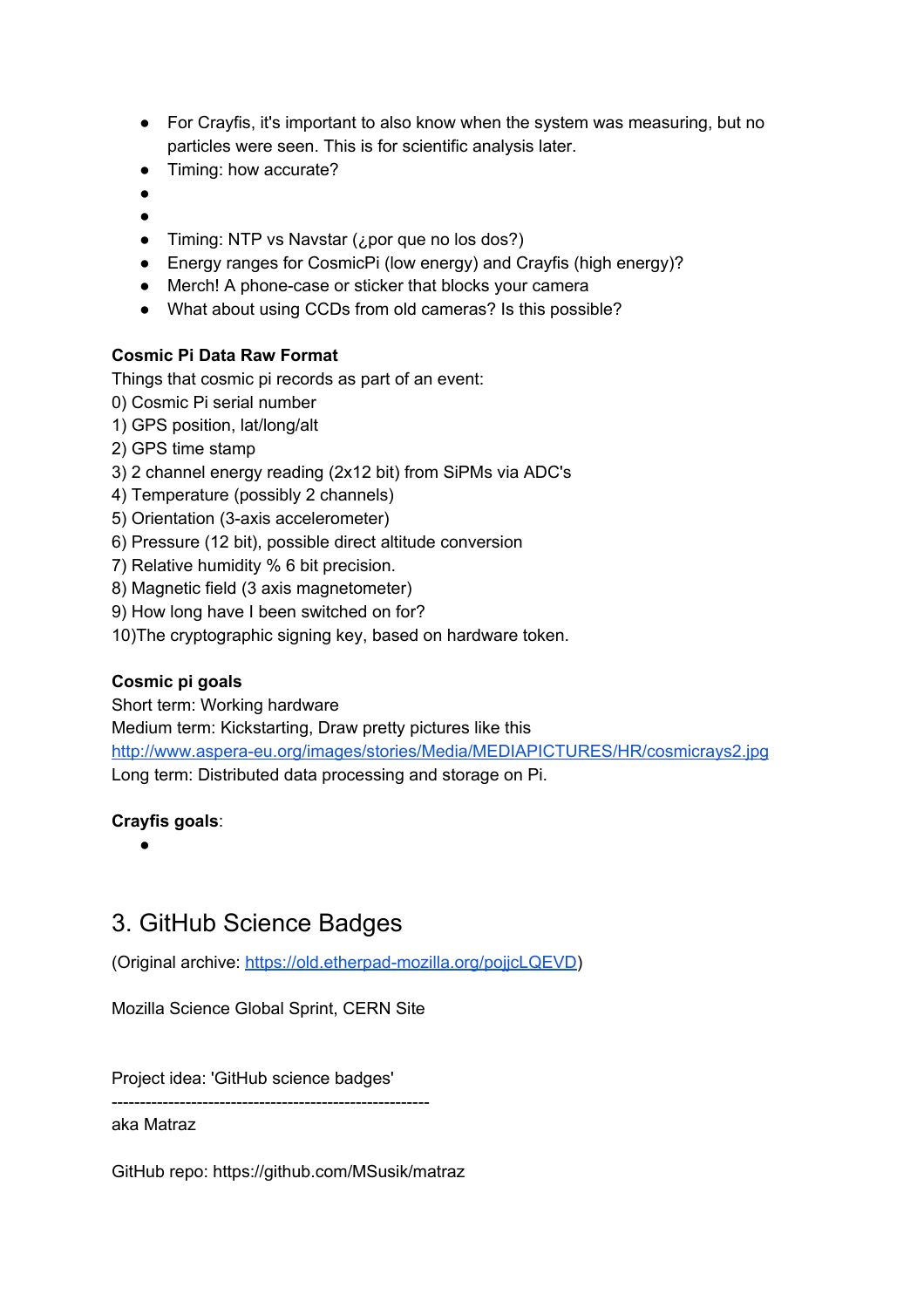- For Crayfis, it's important to also know when the system was measuring, but no particles were seen. This is for scientific analysis later.
- Timing: how accurate?
- 
- 
- Timing: NTP vs Navstar (¿por que no los dos?)
- Energy ranges for CosmicPi (low energy) and Crayfis (high energy)?
- Merch! A phone-case or sticker that blocks your camera
- What about using CCDs from old cameras? Is this possible?

**Cosmic Pi Data Raw Format**

Things that cosmic pi records as part of an event:
0) Cosmic Pi serial number
1) GPS position, lat/long/alt
2) GPS time stamp
3) 2 channel energy reading (2x12 bit) from SiPMs via ADC's
4) Temperature (possibly 2 channels)
5) Orientation (3-axis accelerometer)
6) Pressure (12 bit), possible direct altitude conversion
7) Relative humidity % 6 bit precision.
8) Magnetic field (3 axis magnetometer)
9) How long have I been switched on for?
10)The cryptographic signing key, based on hardware token.

**Cosmic pi goals**

Short term: Working hardware
Medium term: Kickstarting, Draw pretty pictures like this
[http://www.aspera-eu.org/images/stories/Media/MEDIAPICTURES/HR/cosmicrays2.jpg](http://www.aspera-eu.org/images/stories/Media/MEDIAPICTURES/HR/cosmicrays2.jpg)
Long term: Distributed data processing and storage on Pi.

**Crayfis goals**:

- 

# 3. GitHub Science Badges

(Original archive: [https://old.etherpad-mozilla.org/pojjcLQEVD](https://old.etherpad-mozilla.org/pojjcLQEVD))

Mozilla Science Global Sprint, CERN Site

Project idea: 'GitHub science badges'
--------------------------------------------------------
aka Matraz

GitHub repo: https://github.com/MSusik/matraz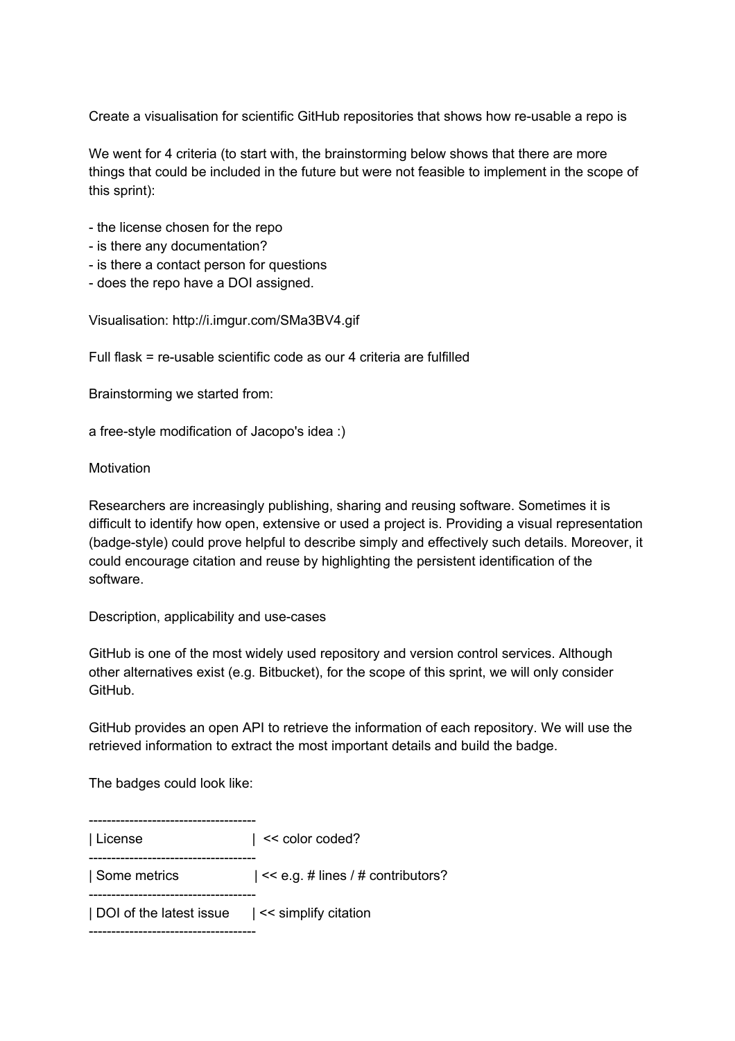Create a visualisation for scientific GitHub repositories that shows how re-usable a repo is

We went for 4 criteria (to start with, the brainstorming below shows that there are more things that could be included in the future but were not feasible to implement in the scope of this sprint):

- the license chosen for the repo
- is there any documentation?
- is there a contact person for questions
- does the repo have a DOI assigned.

Visualisation: http://i.imgur.com/SMa3BV4.gif

Full flask = re-usable scientific code as our 4 criteria are fulfilled

Brainstorming we started from:

a free-style modification of Jacopo's idea :)

Motivation

Researchers are increasingly publishing, sharing and reusing software. Sometimes it is difficult to identify how open, extensive or used a project is. Providing a visual representation (badge-style) could prove helpful to describe simply and effectively such details. Moreover, it could encourage citation and reuse by highlighting the persistent identification of the software.

Description, applicability and use-cases

GitHub is one of the most widely used repository and version control services. Although other alternatives exist (e.g. Bitbucket), for the scope of this sprint, we will only consider GitHub.

GitHub provides an open API to retrieve the information of each repository. We will use the retrieved information to extract the most important details and build the badge.

The badges could look like:

```
-------------------------------------
| License                    |  << color coded?
-------------------------------------
| Some metrics               | << e.g. # lines / # contributors?
-------------------------------------
| DOI of the latest issue    | << simplify citation
-------------------------------------
```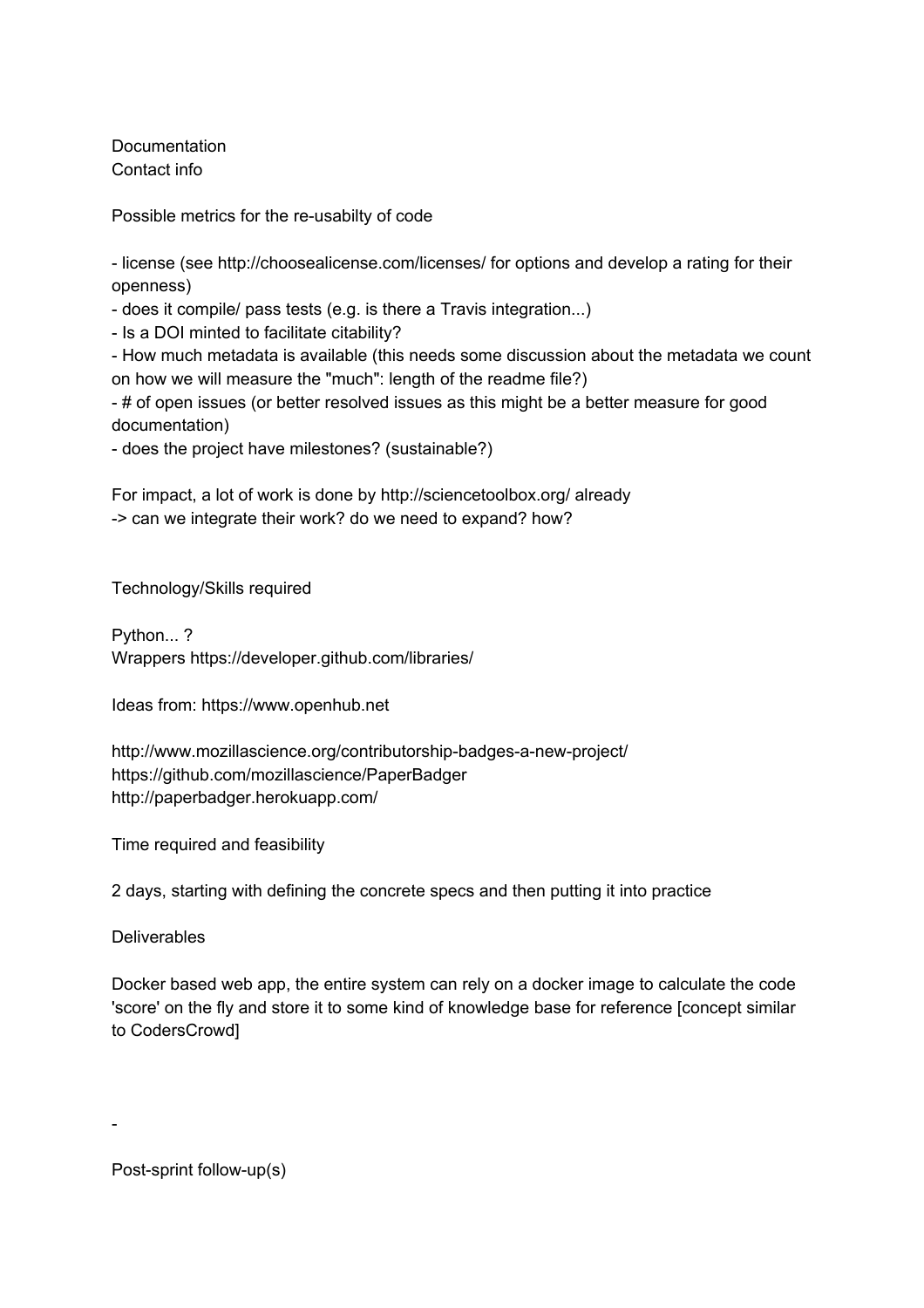Documentation
Contact info

Possible metrics for the re-usabilty of code

- license (see http://choosealicense.com/licenses/ for options and develop a rating for their openness)
- does it compile/ pass tests (e.g. is there a Travis integration...)
- Is a DOI minted to facilitate citability?
- How much metadata is available (this needs some discussion about the metadata we count on how we will measure the "much": length of the readme file?)
- # of open issues (or better resolved issues as this might be a better measure for good documentation)
- does the project have milestones? (sustainable?)

For impact, a lot of work is done by http://sciencetoolbox.org/ already
-> can we integrate their work? do we need to expand? how?

Technology/Skills required

Python... ?
Wrappers https://developer.github.com/libraries/

Ideas from: https://www.openhub.net

http://www.mozillascience.org/contributorship-badges-a-new-project/
https://github.com/mozillascience/PaperBadger
http://paperbadger.herokuapp.com/

Time required and feasibility

2 days, starting with defining the concrete specs and then putting it into practice

Deliverables

Docker based web app, the entire system can rely on a docker image to calculate the code 'score' on the fly and store it to some kind of knowledge base for reference [concept similar to CodersCrowd]

-

Post-sprint follow-up(s)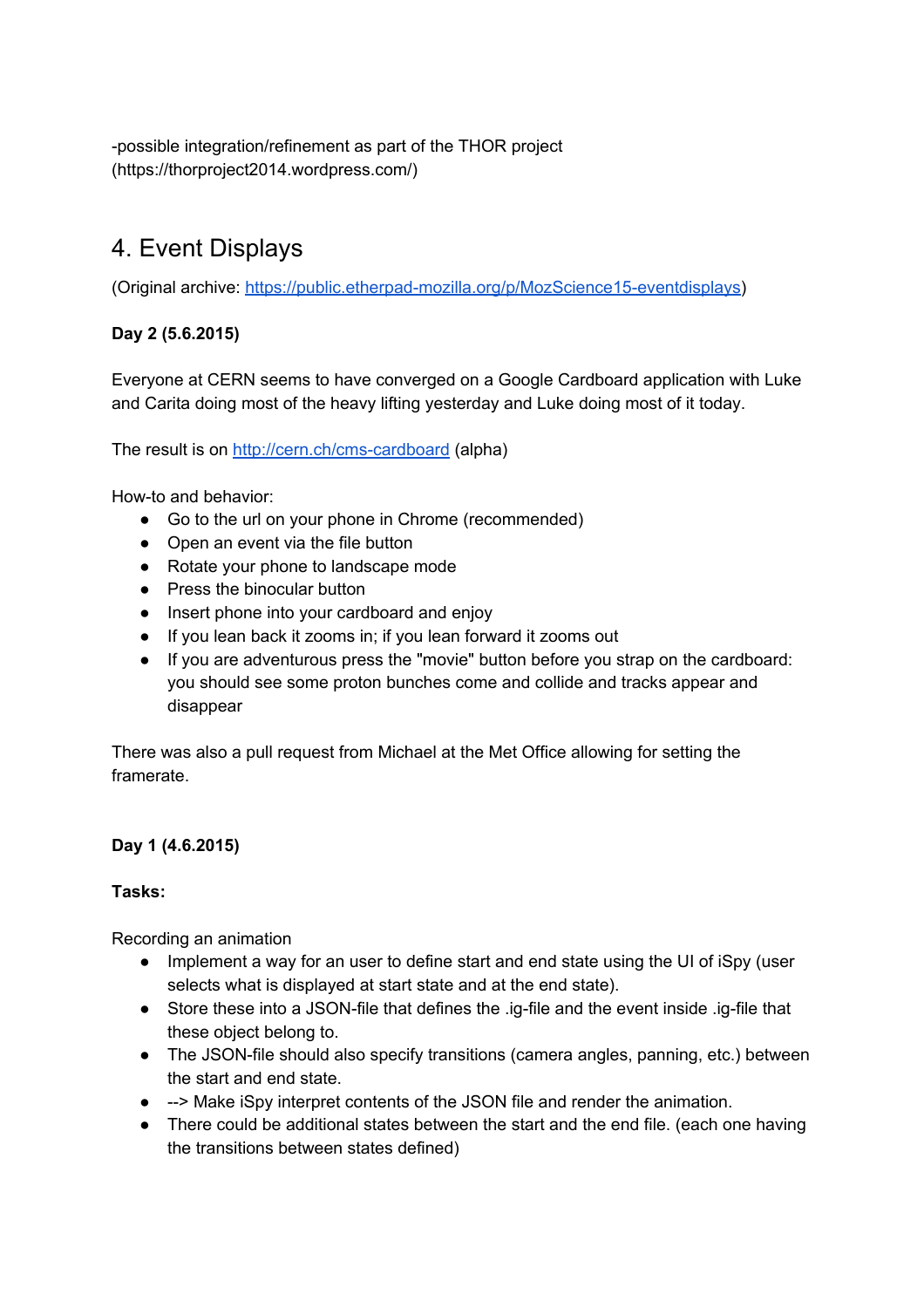-possible integration/refinement as part of the THOR project (https://thorproject2014.wordpress.com/)

## 4. Event Displays

(Original archive: [https://public.etherpad-mozilla.org/p/MozScience15-eventdisplays](https://public.etherpad-mozilla.org/p/MozScience15-eventdisplays))

**Day 2 (5.6.2015)**

Everyone at CERN seems to have converged on a Google Cardboard application with Luke and Carita doing most of the heavy lifting yesterday and Luke doing most of it today.

The result is on [http://cern.ch/cms-cardboard](http://cern.ch/cms-cardboard) (alpha)

How-to and behavior:

- Go to the url on your phone in Chrome (recommended)
- Open an event via the file button
- Rotate your phone to landscape mode
- Press the binocular button
- Insert phone into your cardboard and enjoy
- If you lean back it zooms in; if you lean forward it zooms out
- If you are adventurous press the "movie" button before you strap on the cardboard: you should see some proton bunches come and collide and tracks appear and disappear

There was also a pull request from Michael at the Met Office allowing for setting the framerate.

**Day 1 (4.6.2015)**

**Tasks:**

Recording an animation

- Implement a way for an user to define start and end state using the UI of iSpy (user selects what is displayed at start state and at the end state).
- Store these into a JSON-file that defines the .ig-file and the event inside .ig-file that these object belong to.
- The JSON-file should also specify transitions (camera angles, panning, etc.) between the start and end state.
- --> Make iSpy interpret contents of the JSON file and render the animation.
- There could be additional states between the start and the end file. (each one having the transitions between states defined)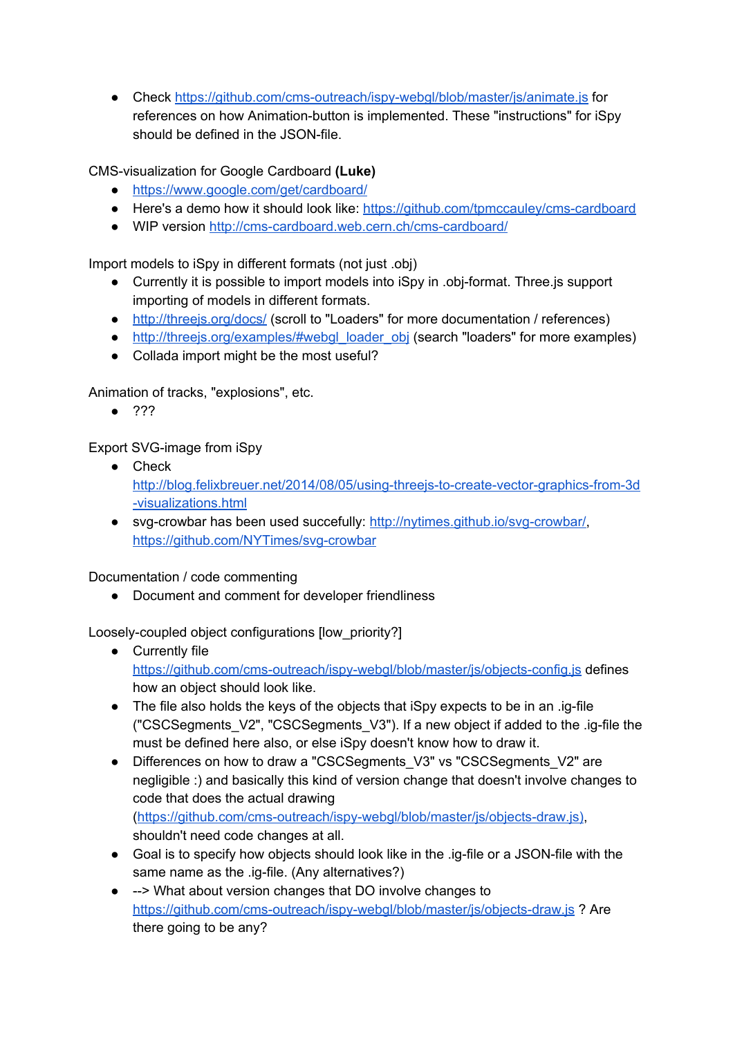- Check https://github.com/cms-outreach/ispy-webgl/blob/master/js/animate.js for references on how Animation-button is implemented. These "instructions" for iSpy should be defined in the JSON-file.

CMS-visualization for Google Cardboard **(Luke)**

- https://www.google.com/get/cardboard/
- Here's a demo how it should look like: https://github.com/tpmccauley/cms-cardboard
- WIP version http://cms-cardboard.web.cern.ch/cms-cardboard/

Import models to iSpy in different formats (not just .obj)

- Currently it is possible to import models into iSpy in .obj-format. Three.js support importing of models in different formats.
- http://threejs.org/docs/ (scroll to "Loaders" for more documentation / references)
- http://threejs.org/examples/#webgl_loader_obj (search "loaders" for more examples)
- Collada import might be the most useful?

Animation of tracks, "explosions", etc.

- ???

Export SVG-image from iSpy

- Check http://blog.felixbreuer.net/2014/08/05/using-threejs-to-create-vector-graphics-from-3d-visualizations.html
- svg-crowbar has been used succefully: http://nytimes.github.io/svg-crowbar/, https://github.com/NYTimes/svg-crowbar

Documentation / code commenting

- Document and comment for developer friendliness

Loosely-coupled object configurations [low_priority?]

- Currently file https://github.com/cms-outreach/ispy-webgl/blob/master/js/objects-config.js defines how an object should look like.
- The file also holds the keys of the objects that iSpy expects to be in an .ig-file ("CSCSegments_V2", "CSCSegments_V3"). If a new object if added to the .ig-file the must be defined here also, or else iSpy doesn't know how to draw it.
- Differences on how to draw a "CSCSegments_V3" vs "CSCSegments_V2" are negligible :) and basically this kind of version change that doesn't involve changes to code that does the actual drawing (https://github.com/cms-outreach/ispy-webgl/blob/master/js/objects-draw.js), shouldn't need code changes at all.
- Goal is to specify how objects should look like in the .ig-file or a JSON-file with the same name as the .ig-file. (Any alternatives?)
- --> What about version changes that DO involve changes to https://github.com/cms-outreach/ispy-webgl/blob/master/js/objects-draw.js ? Are there going to be any?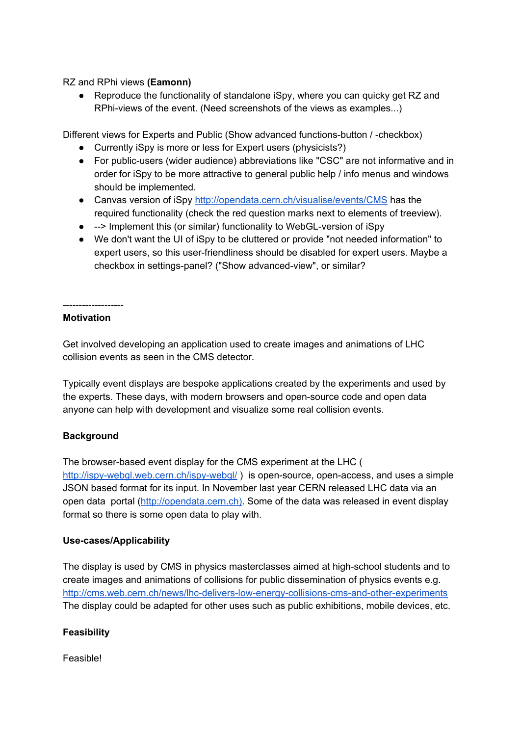RZ and RPhi views **(Eamonn)**

- Reproduce the functionality of standalone iSpy, where you can quicky get RZ and RPhi-views of the event. (Need screenshots of the views as examples...)

Different views for Experts and Public (Show advanced functions-button / -checkbox)

- Currently iSpy is more or less for Expert users (physicists?)
- For public-users (wider audience) abbreviations like "CSC" are not informative and in order for iSpy to be more attractive to general public help / info menus and windows should be implemented.
- Canvas version of iSpy http://opendata.cern.ch/visualise/events/CMS has the required functionality (check the red question marks next to elements of treeview).
- --> Implement this (or similar) functionality to WebGL-version of iSpy
- We don't want the UI of iSpy to be cluttered or provide "not needed information" to expert users, so this user-friendliness should be disabled for expert users. Maybe a checkbox in settings-panel? ("Show advanced-view", or similar?

-------------------

**Motivation**

Get involved developing an application used to create images and animations of LHC collision events as seen in the CMS detector.

Typically event displays are bespoke applications created by the experiments and used by the experts. These days, with modern browsers and open-source code and open data anyone can help with development and visualize some real collision events.

**Background**

The browser-based event display for the CMS experiment at the LHC ( http://ispy-webgl.web.cern.ch/ispy-webgl/ ) is open-source, open-access, and uses a simple JSON based format for its input. In November last year CERN released LHC data via an open data portal (http://opendata.cern.ch). Some of the data was released in event display format so there is some open data to play with.

**Use-cases/Applicability**

The display is used by CMS in physics masterclasses aimed at high-school students and to create images and animations of collisions for public dissemination of physics events e.g. http://cms.web.cern.ch/news/lhc-delivers-low-energy-collisions-cms-and-other-experiments The display could be adapted for other uses such as public exhibitions, mobile devices, etc.

**Feasibility**

Feasible!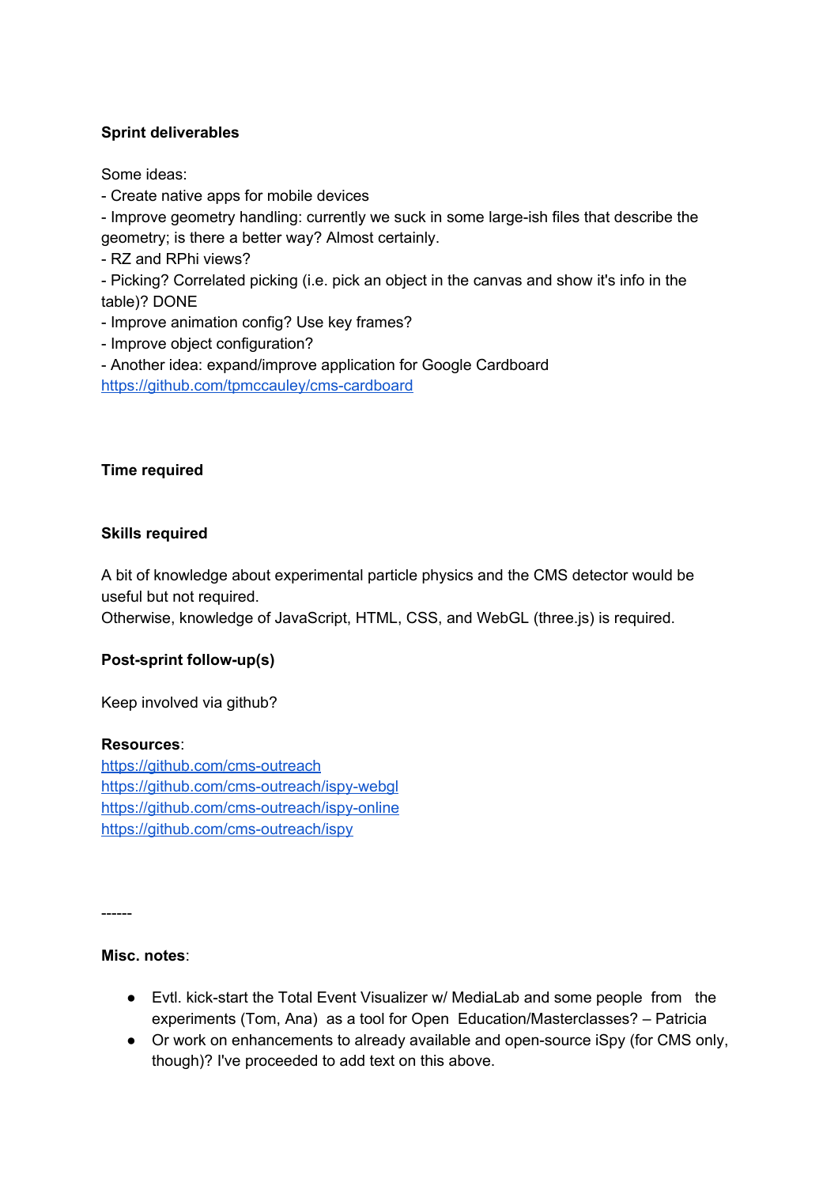**Sprint deliverables**

Some ideas:
- Create native apps for mobile devices
- Improve geometry handling: currently we suck in some large-ish files that describe the geometry; is there a better way? Almost certainly.
- RZ and RPhi views?
- Picking? Correlated picking (i.e. pick an object in the canvas and show it's info in the table)? DONE
- Improve animation config? Use key frames?
- Improve object configuration?
- Another idea: expand/improve application for Google Cardboard
[https://github.com/tpmccauley/cms-cardboard](https://github.com/tpmccauley/cms-cardboard)

**Time required**

**Skills required**

A bit of knowledge about experimental particle physics and the CMS detector would be useful but not required.
Otherwise, knowledge of JavaScript, HTML, CSS, and WebGL (three.js) is required.

**Post-sprint follow-up(s)**

Keep involved via github?

**Resources**:
[https://github.com/cms-outreach](https://github.com/cms-outreach)
[https://github.com/cms-outreach/ispy-webgl](https://github.com/cms-outreach/ispy-webgl)
[https://github.com/cms-outreach/ispy-online](https://github.com/cms-outreach/ispy-online)
[https://github.com/cms-outreach/ispy](https://github.com/cms-outreach/ispy)

------

**Misc. notes**:

- Evtl. kick-start the Total Event Visualizer w/ MediaLab and some people from the experiments (Tom, Ana) as a tool for Open Education/Masterclasses? – Patricia
- Or work on enhancements to already available and open-source iSpy (for CMS only, though)? I've proceeded to add text on this above.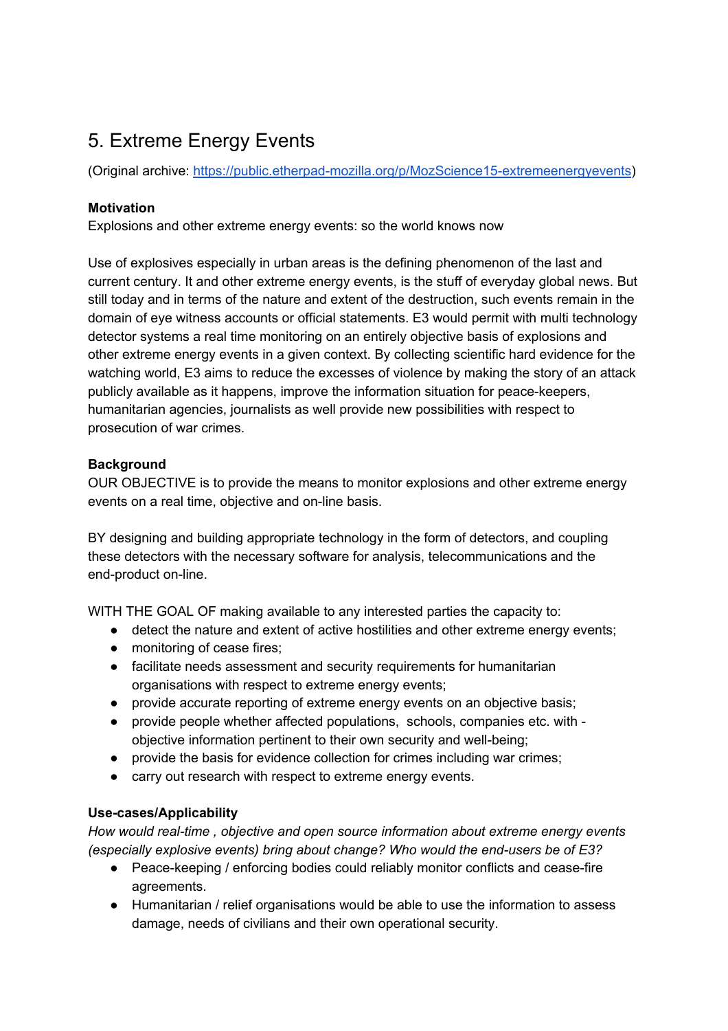# 5. Extreme Energy Events

(Original archive: [https://public.etherpad-mozilla.org/p/MozScience15-extremeenergyevents](https://public.etherpad-mozilla.org/p/MozScience15-extremeenergyevents))

**Motivation**

Explosions and other extreme energy events: so the world knows now

Use of explosives especially in urban areas is the defining phenomenon of the last and current century. It and other extreme energy events, is the stuff of everyday global news. But still today and in terms of the nature and extent of the destruction, such events remain in the domain of eye witness accounts or official statements. E3 would permit with multi technology detector systems a real time monitoring on an entirely objective basis of explosions and other extreme energy events in a given context. By collecting scientific hard evidence for the watching world, E3 aims to reduce the excesses of violence by making the story of an attack publicly available as it happens, improve the information situation for peace-keepers, humanitarian agencies, journalists as well provide new possibilities with respect to prosecution of war crimes.

**Background**

OUR OBJECTIVE is to provide the means to monitor explosions and other extreme energy events on a real time, objective and on-line basis.

BY designing and building appropriate technology in the form of detectors, and coupling these detectors with the necessary software for analysis, telecommunications and the end-product on-line.

WITH THE GOAL OF making available to any interested parties the capacity to:

- detect the nature and extent of active hostilities and other extreme energy events;
- monitoring of cease fires;
- facilitate needs assessment and security requirements for humanitarian organisations with respect to extreme energy events;
- provide accurate reporting of extreme energy events on an objective basis;
- provide people whether affected populations, schools, companies etc. with - objective information pertinent to their own security and well-being;
- provide the basis for evidence collection for crimes including war crimes;
- carry out research with respect to extreme energy events.

**Use-cases/Applicability**

*How would real-time , objective and open source information about extreme energy events (especially explosive events) bring about change? Who would the end-users be of E3?*

- Peace-keeping / enforcing bodies could reliably monitor conflicts and cease-fire agreements.
- Humanitarian / relief organisations would be able to use the information to assess damage, needs of civilians and their own operational security.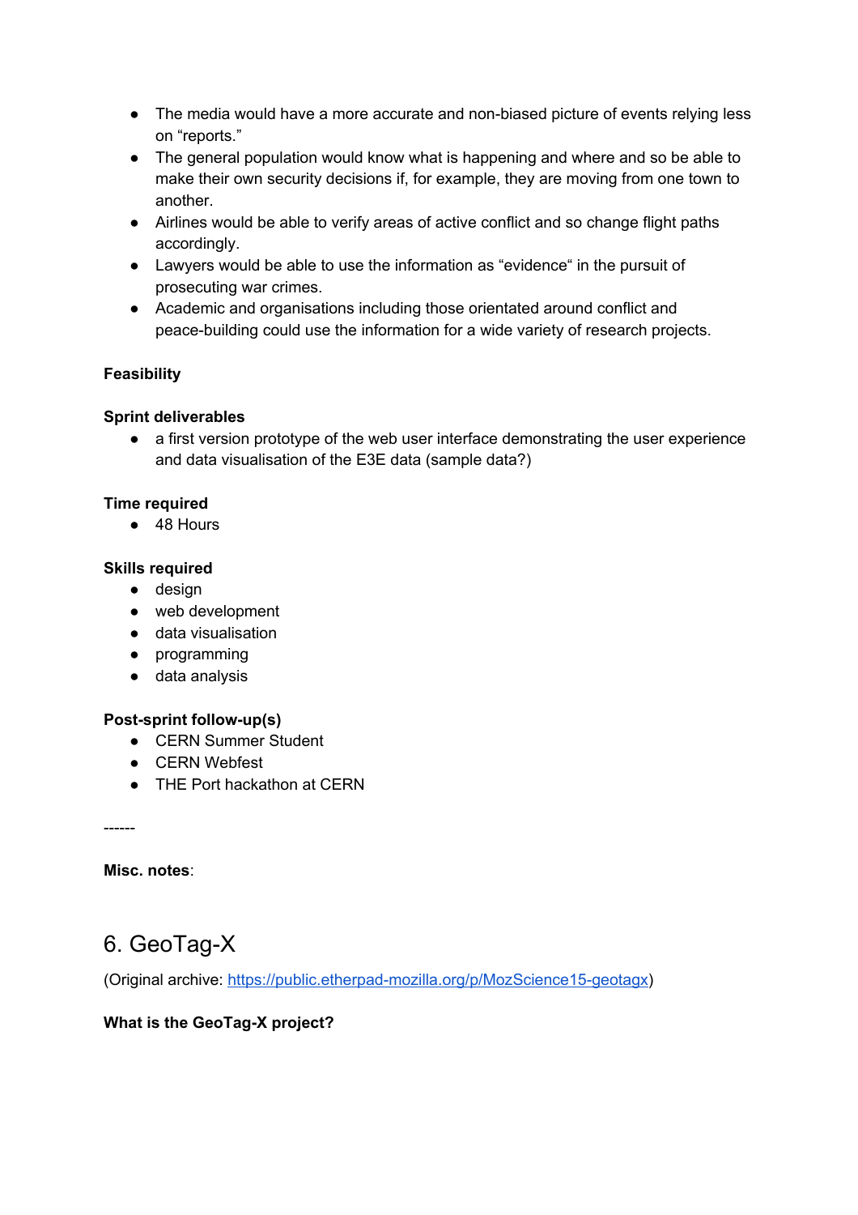- The media would have a more accurate and non-biased picture of events relying less on "reports."
- The general population would know what is happening and where and so be able to make their own security decisions if, for example, they are moving from one town to another.
- Airlines would be able to verify areas of active conflict and so change flight paths accordingly.
- Lawyers would be able to use the information as "evidence" in the pursuit of prosecuting war crimes.
- Academic and organisations including those orientated around conflict and peace-building could use the information for a wide variety of research projects.

**Feasibility**

**Sprint deliverables**

- a first version prototype of the web user interface demonstrating the user experience and data visualisation of the E3E data (sample data?)

**Time required**

- 48 Hours

**Skills required**

- design
- web development
- data visualisation
- programming
- data analysis

**Post-sprint follow-up(s)**

- CERN Summer Student
- CERN Webfest
- THE Port hackathon at CERN

------

**Misc. notes**:

## 6. GeoTag-X

(Original archive: https://public.etherpad-mozilla.org/p/MozScience15-geotagx)

**What is the GeoTag-X project?**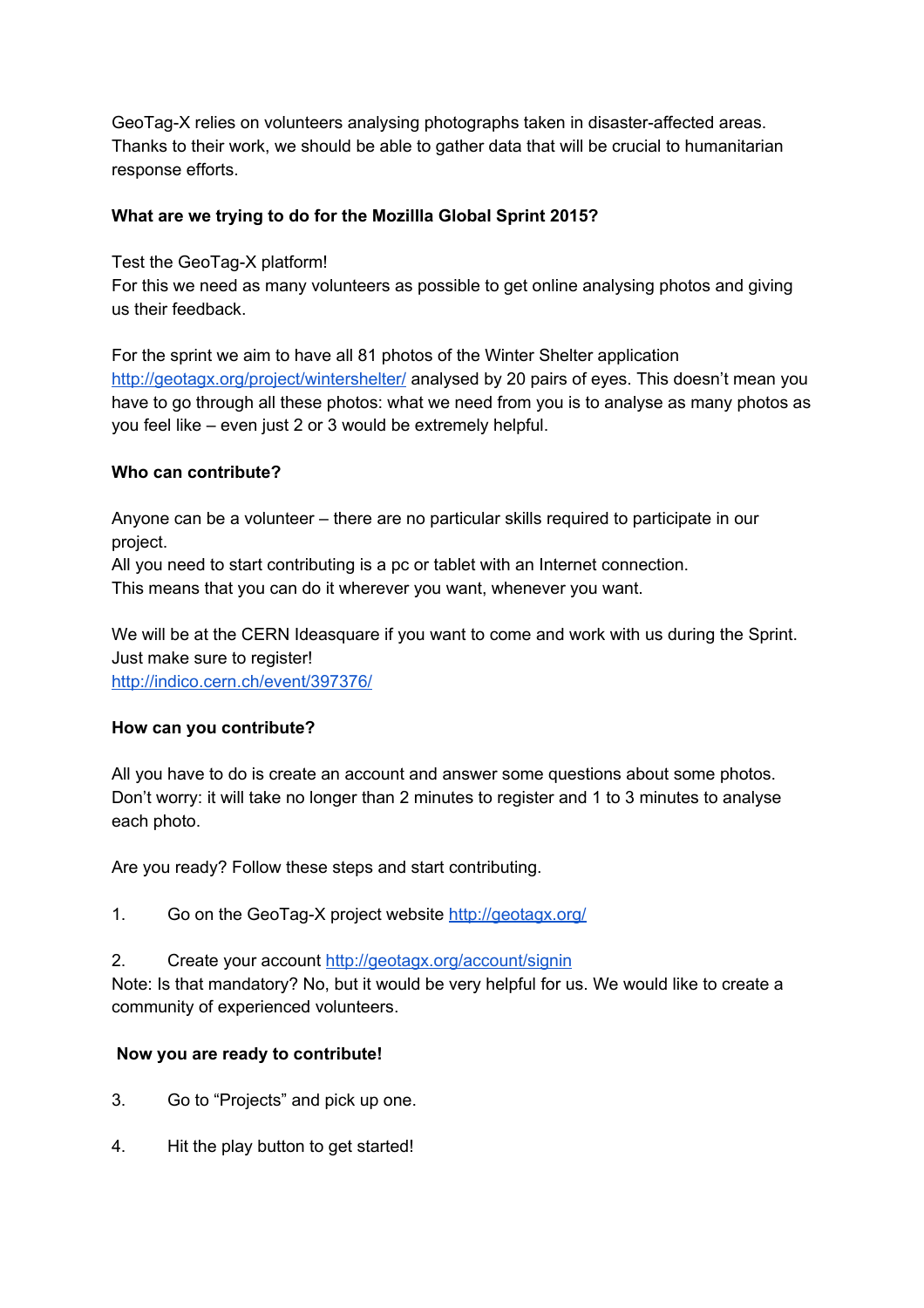GeoTag-X relies on volunteers analysing photographs taken in disaster-affected areas. Thanks to their work, we should be able to gather data that will be crucial to humanitarian response efforts.

**What are we trying to do for the Mozillla Global Sprint 2015?**

Test the GeoTag-X platform!
For this we need as many volunteers as possible to get online analysing photos and giving us their feedback.

For the sprint we aim to have all 81 photos of the Winter Shelter application http://geotagx.org/project/wintershelter/ analysed by 20 pairs of eyes. This doesn't mean you have to go through all these photos: what we need from you is to analyse as many photos as you feel like – even just 2 or 3 would be extremely helpful.

**Who can contribute?**

Anyone can be a volunteer – there are no particular skills required to participate in our project.
All you need to start contributing is a pc or tablet with an Internet connection.
This means that you can do it wherever you want, whenever you want.

We will be at the CERN Ideasquare if you want to come and work with us during the Sprint. Just make sure to register!
http://indico.cern.ch/event/397376/

**How can you contribute?**

All you have to do is create an account and answer some questions about some photos. Don't worry: it will take no longer than 2 minutes to register and 1 to 3 minutes to analyse each photo.

Are you ready? Follow these steps and start contributing.

1. Go on the GeoTag-X project website http://geotagx.org/

2. Create your account http://geotagx.org/account/signin

Note: Is that mandatory? No, but it would be very helpful for us. We would like to create a community of experienced volunteers.

**Now you are ready to contribute!**

3. Go to "Projects" and pick up one.

4. Hit the play button to get started!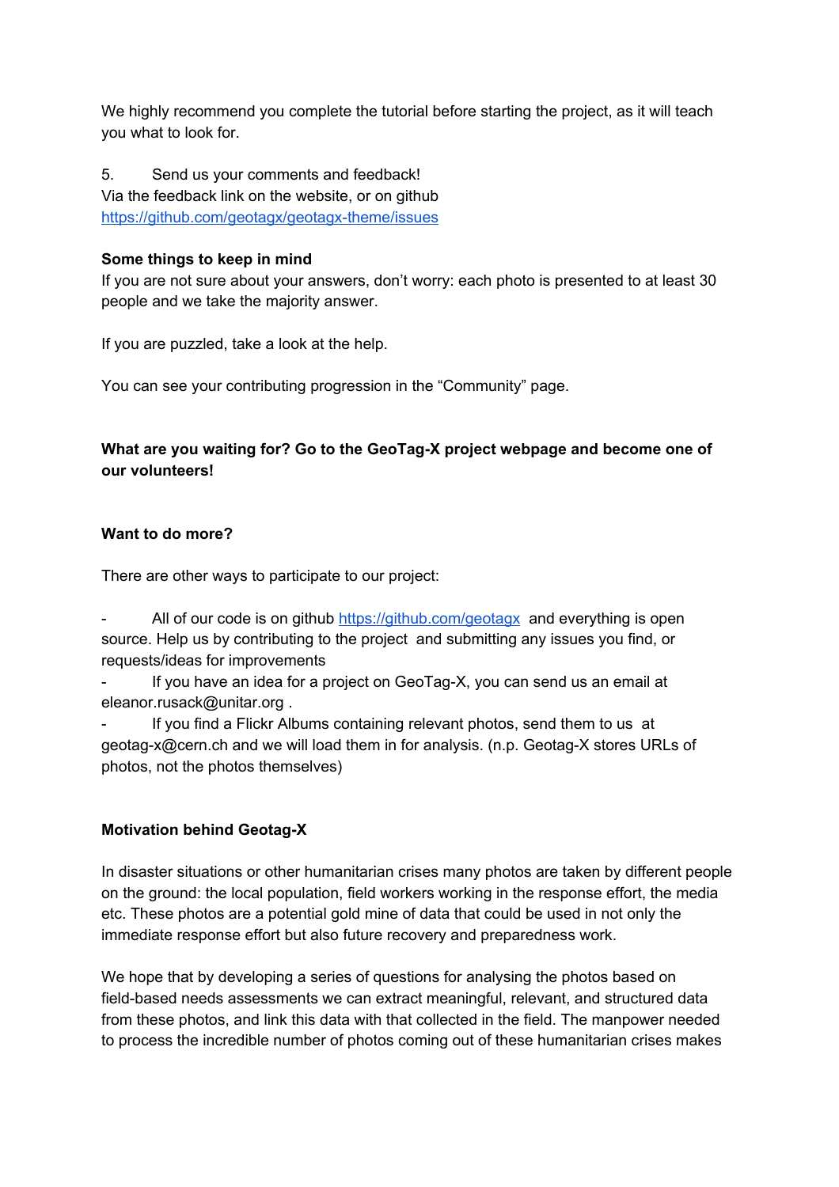We highly recommend you complete the tutorial before starting the project, as it will teach you what to look for.

5. Send us your comments and feedback!
Via the feedback link on the website, or on github
https://github.com/geotagx/geotagx-theme/issues

**Some things to keep in mind**
If you are not sure about your answers, don't worry: each photo is presented to at least 30 people and we take the majority answer.

If you are puzzled, take a look at the help.

You can see your contributing progression in the "Community" page.

**What are you waiting for? Go to the GeoTag-X project webpage and become one of our volunteers!**

**Want to do more?**

There are other ways to participate to our project:

- All of our code is on github https://github.com/geotagx and everything is open source. Help us by contributing to the project and submitting any issues you find, or requests/ideas for improvements
- If you have an idea for a project on GeoTag-X, you can send us an email at eleanor.rusack@unitar.org .
- If you find a Flickr Albums containing relevant photos, send them to us at geotag-x@cern.ch and we will load them in for analysis. (n.p. Geotag-X stores URLs of photos, not the photos themselves)

**Motivation behind Geotag-X**

In disaster situations or other humanitarian crises many photos are taken by different people on the ground: the local population, field workers working in the response effort, the media etc. These photos are a potential gold mine of data that could be used in not only the immediate response effort but also future recovery and preparedness work.

We hope that by developing a series of questions for analysing the photos based on field-based needs assessments we can extract meaningful, relevant, and structured data from these photos, and link this data with that collected in the field. The manpower needed to process the incredible number of photos coming out of these humanitarian crises makes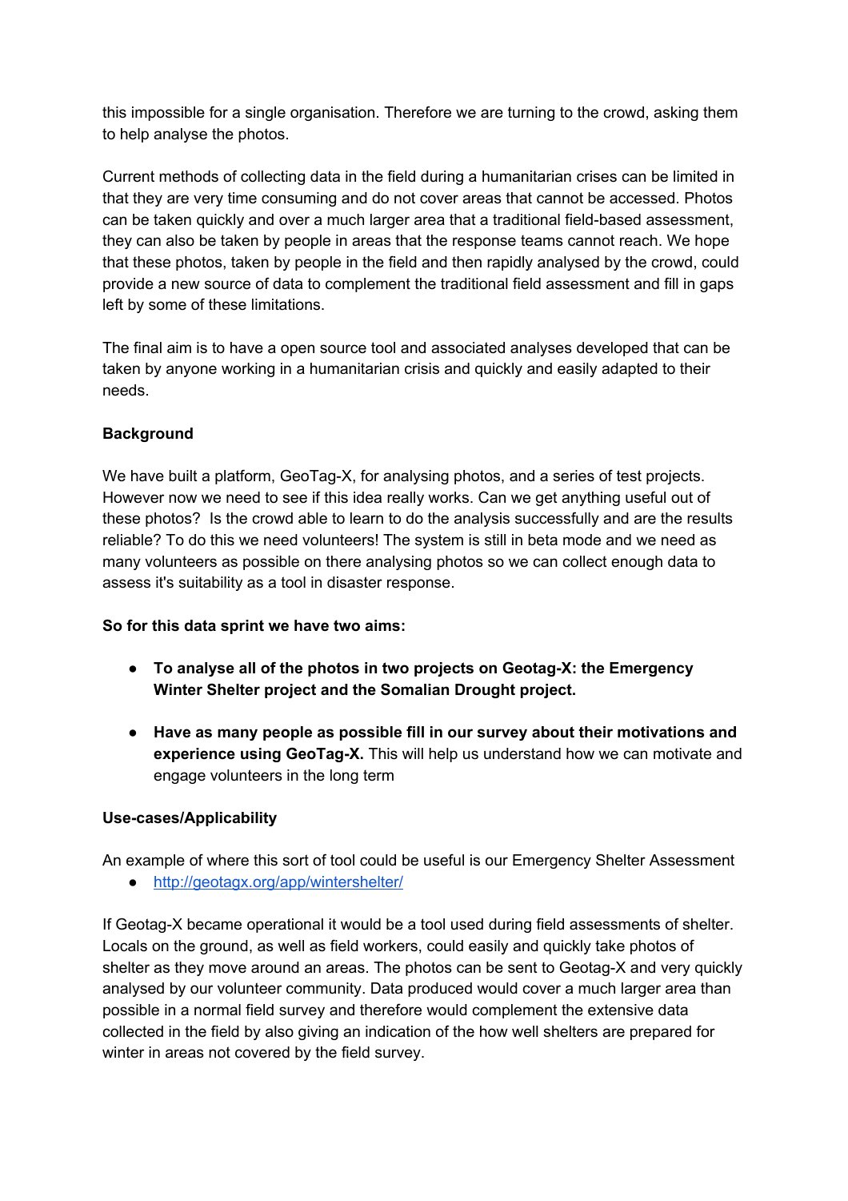this impossible for a single organisation. Therefore we are turning to the crowd, asking them to help analyse the photos.

Current methods of collecting data in the field during a humanitarian crises can be limited in that they are very time consuming and do not cover areas that cannot be accessed. Photos can be taken quickly and over a much larger area that a traditional field-based assessment, they can also be taken by people in areas that the response teams cannot reach. We hope that these photos, taken by people in the field and then rapidly analysed by the crowd, could provide a new source of data to complement the traditional field assessment and fill in gaps left by some of these limitations.

The final aim is to have a open source tool and associated analyses developed that can be taken by anyone working in a humanitarian crisis and quickly and easily adapted to their needs.

**Background**

We have built a platform, GeoTag-X, for analysing photos, and a series of test projects. However now we need to see if this idea really works. Can we get anything useful out of these photos? Is the crowd able to learn to do the analysis successfully and are the results reliable? To do this we need volunteers! The system is still in beta mode and we need as many volunteers as possible on there analysing photos so we can collect enough data to assess it's suitability as a tool in disaster response.

**So for this data sprint we have two aims:**

- **To analyse all of the photos in two projects on Geotag-X: the Emergency Winter Shelter project and the Somalian Drought project.**
- **Have as many people as possible fill in our survey about their motivations and experience using GeoTag-X.** This will help us understand how we can motivate and engage volunteers in the long term

**Use-cases/Applicability**

An example of where this sort of tool could be useful is our Emergency Shelter Assessment

- http://geotagx.org/app/wintershelter/

If Geotag-X became operational it would be a tool used during field assessments of shelter. Locals on the ground, as well as field workers, could easily and quickly take photos of shelter as they move around an areas. The photos can be sent to Geotag-X and very quickly analysed by our volunteer community. Data produced would cover a much larger area than possible in a normal field survey and therefore would complement the extensive data collected in the field by also giving an indication of the how well shelters are prepared for winter in areas not covered by the field survey.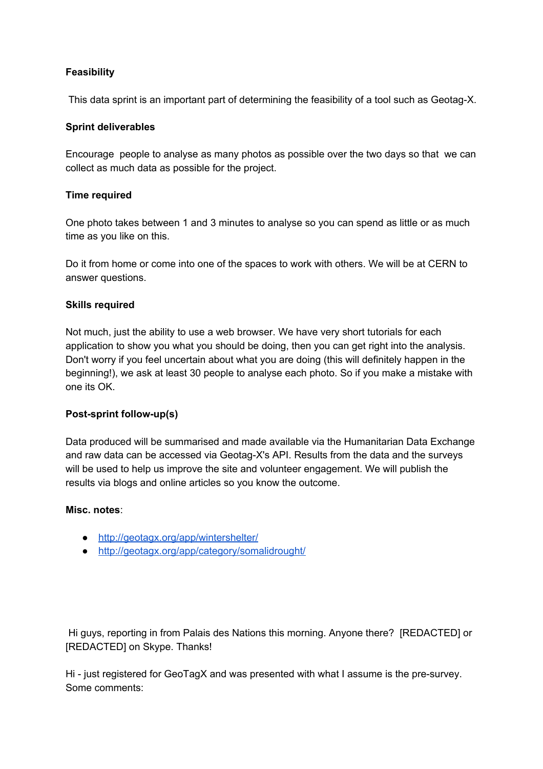**Feasibility**

This data sprint is an important part of determining the feasibility of a tool such as Geotag-X.

**Sprint deliverables**

Encourage people to analyse as many photos as possible over the two days so that we can collect as much data as possible for the project.

**Time required**

One photo takes between 1 and 3 minutes to analyse so you can spend as little or as much time as you like on this.

Do it from home or come into one of the spaces to work with others. We will be at CERN to answer questions.

**Skills required**

Not much, just the ability to use a web browser. We have very short tutorials for each application to show you what you should be doing, then you can get right into the analysis. Don't worry if you feel uncertain about what you are doing (this will definitely happen in the beginning!), we ask at least 30 people to analyse each photo. So if you make a mistake with one its OK.

**Post-sprint follow-up(s)**

Data produced will be summarised and made available via the Humanitarian Data Exchange and raw data can be accessed via Geotag-X's API. Results from the data and the surveys will be used to help us improve the site and volunteer engagement. We will publish the results via blogs and online articles so you know the outcome.

**Misc. notes**:

- [http://geotagx.org/app/wintershelter/](http://geotagx.org/app/wintershelter/)
- [http://geotagx.org/app/category/somalidrought/](http://geotagx.org/app/category/somalidrought/)

Hi guys, reporting in from Palais des Nations this morning. Anyone there? [REDACTED] or [REDACTED] on Skype. Thanks!

Hi - just registered for GeoTagX and was presented with what I assume is the pre-survey. Some comments: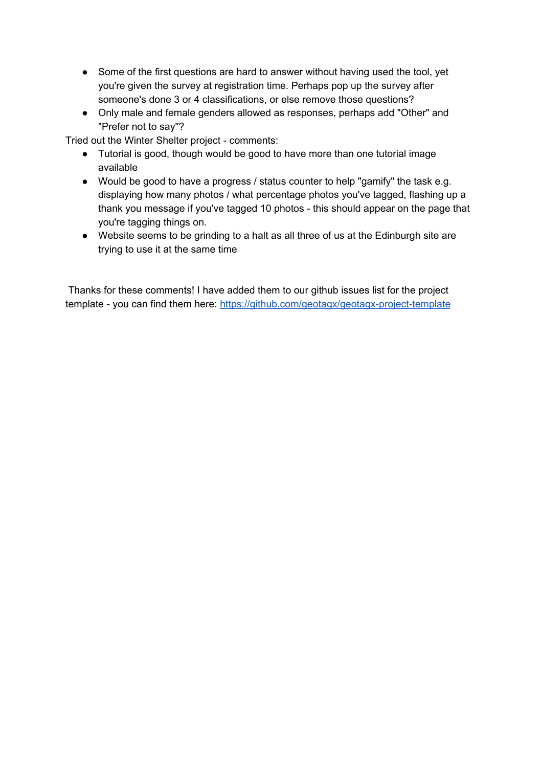- Some of the first questions are hard to answer without having used the tool, yet you're given the survey at registration time. Perhaps pop up the survey after someone's done 3 or 4 classifications, or else remove those questions?
- Only male and female genders allowed as responses, perhaps add "Other" and "Prefer not to say"?

Tried out the Winter Shelter project - comments:

- Tutorial is good, though would be good to have more than one tutorial image available
- Would be good to have a progress / status counter to help "gamify" the task e.g. displaying how many photos / what percentage photos you've tagged, flashing up a thank you message if you've tagged 10 photos - this should appear on the page that you're tagging things on.
- Website seems to be grinding to a halt as all three of us at the Edinburgh site are trying to use it at the same time

Thanks for these comments! I have added them to our github issues list for the project template - you can find them here: [https://github.com/geotagx/geotagx-project-template](https://github.com/geotagx/geotagx-project-template)